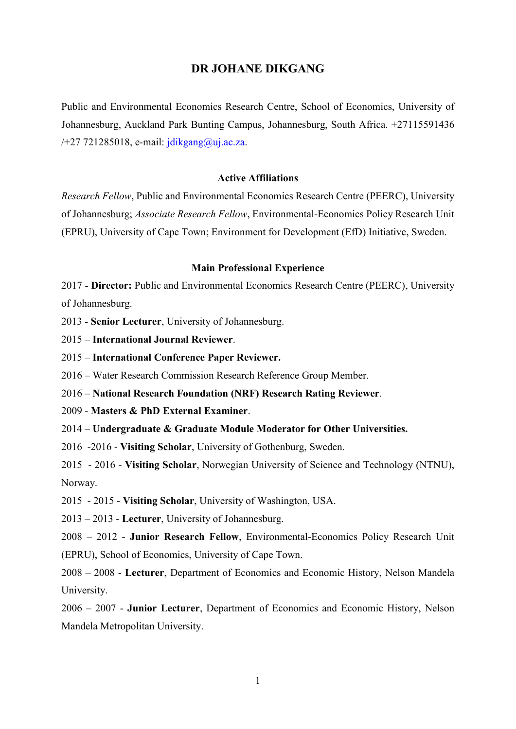# DR JOHANE DIKGANG

Public and Environmental Economics Research Centre, School of Economics, University of Johannesburg, Auckland Park Bunting Campus, Johannesburg, South Africa. +27115591436 /+27 721285018, e-mail: jdikgang@uj.ac.za.

## Active Affiliations

*Research Fellow*, Public and Environmental Economics Research Centre (PEERC), University of Johannesburg; *Associate Research Fellow*, Environmental-Economics Policy Research Unit (EPRU), University of Cape Town; Environment for Development (EfD) Initiative, Sweden.

## Main Professional Experience

2017 - **Director:** Public and Environmental Economics Research Centre (PEERC), University of Johannesburg.

2013 - **Senior Lecturer**, University of Johannesburg.

2015 – **International Journal Reviewer**.

2015 – **International Conference Paper Reviewer.**

2016 – Water Research Commission Research Reference Group Member.

2016 – **National Research Foundation (NRF) Research Rating Reviewer**.

2009 - **Masters & PhD External Examiner**.

2014 – **Undergraduate & Graduate Module Moderator for Other Universities.**

2016 -2016 - **Visiting Scholar**, University of Gothenburg, Sweden.

2015 - 2016 - **Visiting Scholar**, Norwegian University of Science and Technology (NTNU), Norway.

2015 - 2015 - **Visiting Scholar**, University of Washington, USA.

2013 – 2013 - **Lecturer**, University of Johannesburg.

2008 – 2012 - **Junior Research Fellow**, Environmental-Economics Policy Research Unit (EPRU), School of Economics, University of Cape Town.

2008 – 2008 - **Lecturer**, Department of Economics and Economic History, Nelson Mandela University.

2006 – 2007 - **Junior Lecturer**, Department of Economics and Economic History, Nelson Mandela Metropolitan University.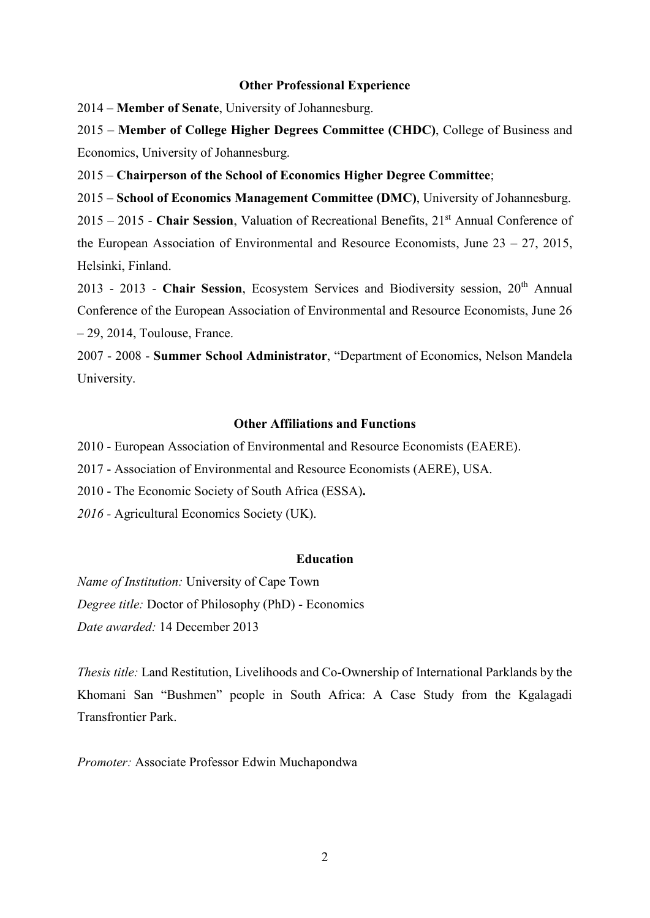## Other Professional Experience

2014 – **Member of Senate**, University of Johannesburg.

2015 – **Member of College Higher Degrees Committee (CHDC)**, College of Business and Economics, University of Johannesburg.

2015 – **Chairperson of the School of Economics Higher Degree Committee**;

2015 – **School of Economics Management Committee (DMC)**, University of Johannesburg.

2015 – 2015 - **Chair Session**, Valuation of Recreational Benefits, 21st Annual Conference of the European Association of Environmental and Resource Economists, June 23 – 27, 2015, Helsinki, Finland.

2013 - 2013 - **Chair Session**, Ecosystem Services and Biodiversity session, 20th Annual Conference of the European Association of Environmental and Resource Economists, June 26 – 29, 2014, Toulouse, France.

2007 - 2008 - **Summer School Administrator**, "Department of Economics, Nelson Mandela University.

## Other Affiliations and Functions

2010 - European Association of Environmental and Resource Economists (EAERE).

2017 - Association of Environmental and Resource Economists (AERE), USA.

2010 - The Economic Society of South Africa (ESSA)**.**

*2016* - Agricultural Economics Society (UK).

## Education

*Name of Institution:* University of Cape Town

*Degree title:* Doctor of Philosophy (PhD) - Economics

*Date awarded:* 14 December 2013

*Thesis title:* Land Restitution, Livelihoods and Co-Ownership of International Parklands by the Khomani San "Bushmen" people in South Africa: A Case Study from the Kgalagadi Transfrontier Park.

*Promoter:* Associate Professor Edwin Muchapondwa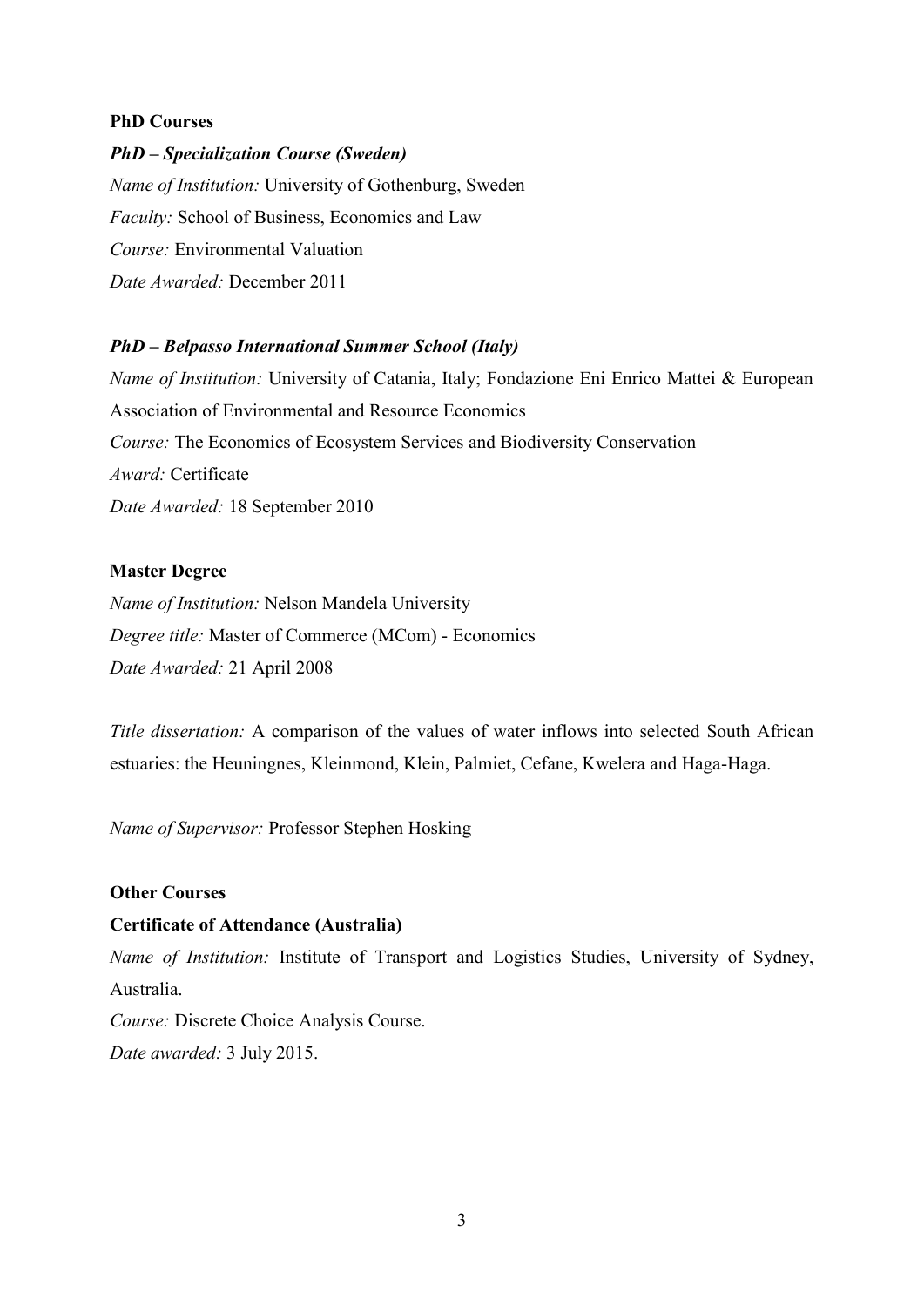**PhD Courses**

***PhD – Specialization Course (Sweden)***

*Name of Institution:* University of Gothenburg, Sweden

*Faculty:* School of Business, Economics and Law

*Course:* Environmental Valuation

*Date Awarded:* December 2011

***PhD – Belpasso International Summer School (Italy)***

*Name of Institution:* University of Catania, Italy; Fondazione Eni Enrico Mattei & European Association of Environmental and Resource Economics

*Course:* The Economics of Ecosystem Services and Biodiversity Conservation

*Award:* Certificate

*Date Awarded:* 18 September 2010

**Master Degree**

*Name of Institution:* Nelson Mandela University

*Degree title:* Master of Commerce (MCom) - Economics

*Date Awarded:* 21 April 2008

*Title dissertation:* A comparison of the values of water inflows into selected South African estuaries: the Heuningnes, Kleinmond, Klein, Palmiet, Cefane, Kwelera and Haga-Haga.

*Name of Supervisor:* Professor Stephen Hosking

**Other Courses**

**Certificate of Attendance (Australia)**

*Name of Institution:* Institute of Transport and Logistics Studies, University of Sydney, Australia.

*Course:* Discrete Choice Analysis Course.

*Date awarded:* 3 July 2015.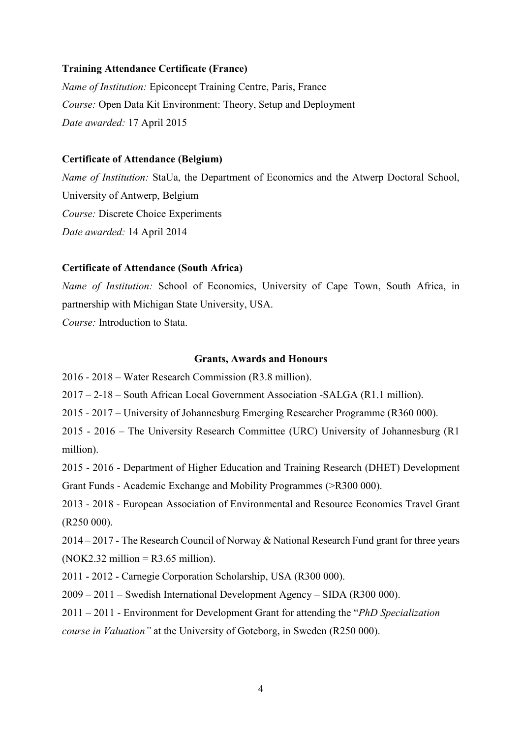**Training Attendance Certificate (France)**

*Name of Institution:* Epiconcept Training Centre, Paris, France

*Course:* Open Data Kit Environment: Theory, Setup and Deployment

*Date awarded:* 17 April 2015

**Certificate of Attendance (Belgium)**

*Name of Institution:* StaUa, the Department of Economics and the Atwerp Doctoral School, University of Antwerp, Belgium

*Course:* Discrete Choice Experiments

*Date awarded:* 14 April 2014

**Certificate of Attendance (South Africa)**

*Name of Institution:* School of Economics, University of Cape Town, South Africa, in partnership with Michigan State University, USA.

*Course:* Introduction to Stata.

## Grants, Awards and Honours

2016 - 2018 – Water Research Commission (R3.8 million).

2017 – 2-18 – South African Local Government Association -SALGA (R1.1 million).

2015 - 2017 – University of Johannesburg Emerging Researcher Programme (R360 000).

2015 - 2016 – The University Research Committee (URC) University of Johannesburg (R1 million).

2015 - 2016 - Department of Higher Education and Training Research (DHET) Development Grant Funds - Academic Exchange and Mobility Programmes (>R300 000).

2013 - 2018 - European Association of Environmental and Resource Economics Travel Grant (R250 000).

2014 – 2017 - The Research Council of Norway & National Research Fund grant for three years (NOK2.32 million = R3.65 million).

2011 - 2012 - Carnegie Corporation Scholarship, USA (R300 000).

2009 – 2011 – Swedish International Development Agency – SIDA (R300 000).

2011 – 2011 - Environment for Development Grant for attending the "*PhD Specialization course in Valuation"* at the University of Goteborg, in Sweden (R250 000).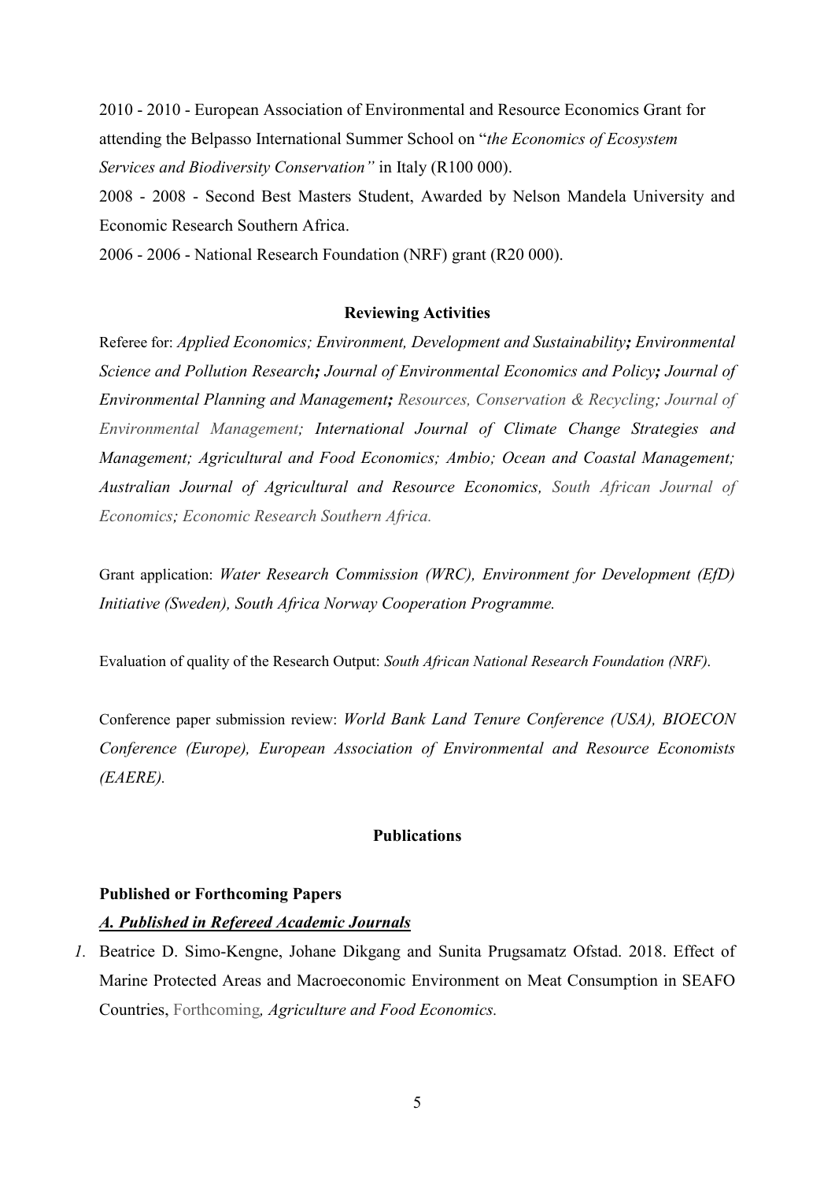2010 - 2010 - European Association of Environmental and Resource Economics Grant for attending the Belpasso International Summer School on "*the Economics of Ecosystem Services and Biodiversity Conservation"* in Italy (R100 000).

2008 - 2008 - Second Best Masters Student, Awarded by Nelson Mandela University and Economic Research Southern Africa.

2006 - 2006 - National Research Foundation (NRF) grant (R20 000).

### Reviewing Activities

Referee for: *Applied Economics; Environment, Development and Sustainability**;** Environmental Science and Pollution Research**;** Journal of Environmental Economics and Policy**;** Journal of Environmental Planning and Management**;** Resources, Conservation & Recycling; Journal of Environmental Management; International Journal of Climate Change Strategies and Management; Agricultural and Food Economics; Ambio; Ocean and Coastal Management; Australian Journal of Agricultural and Resource Economics, South African Journal of Economics; Economic Research Southern Africa.*

Grant application: *Water Research Commission (WRC), Environment for Development (EfD) Initiative (Sweden), South Africa Norway Cooperation Programme.*

Evaluation of quality of the Research Output: *South African National Research Foundation (NRF)*.

Conference paper submission review: *World Bank Land Tenure Conference (USA), BIOECON Conference (Europe), European Association of Environmental and Resource Economists (EAERE).*

### Publications

**Published or Forthcoming Papers**

***A. Published in Refereed Academic Journals***

1. Beatrice D. Simo-Kengne, Johane Dikgang and Sunita Prugsamatz Ofstad. 2018. Effect of Marine Protected Areas and Macroeconomic Environment on Meat Consumption in SEAFO Countries, Forthcoming*, Agriculture and Food Economics.*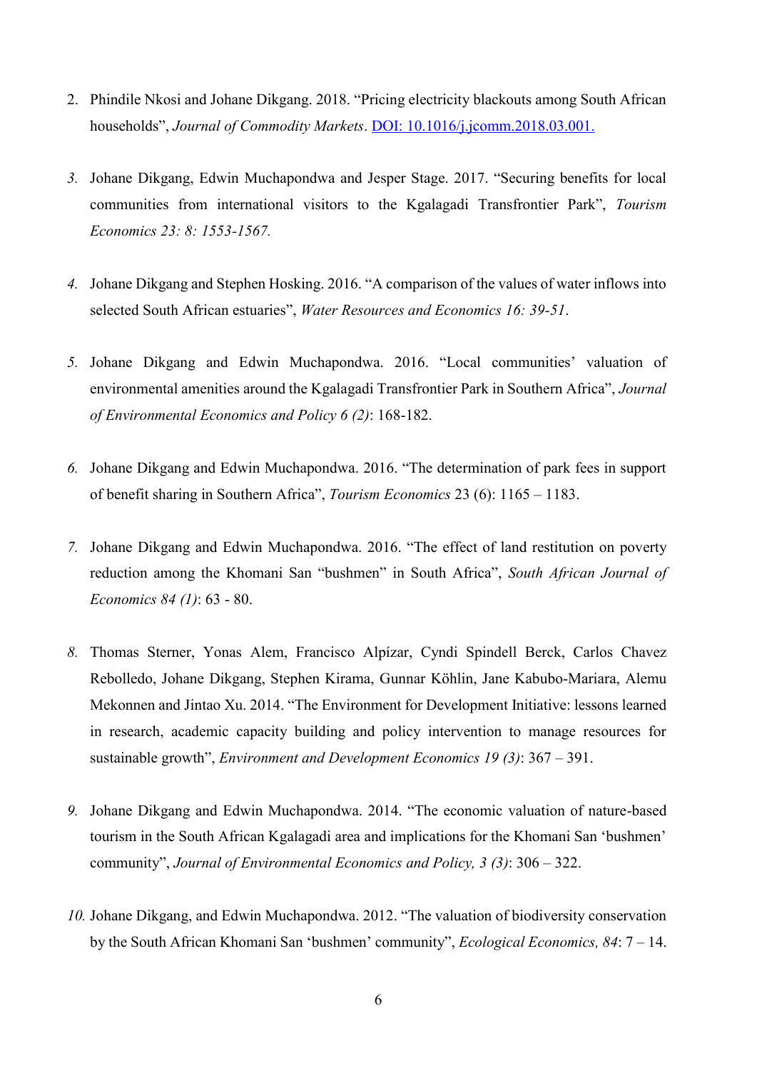2. Phindile Nkosi and Johane Dikgang. 2018. "Pricing electricity blackouts among South African households", *Journal of Commodity Markets*. [DOI: 10.1016/j.jcomm.2018.03.001.](https://doi.org/10.1016/j.jcomm.2018.03.001)

3. Johane Dikgang, Edwin Muchapondwa and Jesper Stage. 2017. "Securing benefits for local communities from international visitors to the Kgalagadi Transfrontier Park", *Tourism Economics 23: 8: 1553-1567.*

4. Johane Dikgang and Stephen Hosking. 2016. "A comparison of the values of water inflows into selected South African estuaries", *Water Resources and Economics 16: 39-51*.

5. Johane Dikgang and Edwin Muchapondwa. 2016. "Local communities' valuation of environmental amenities around the Kgalagadi Transfrontier Park in Southern Africa", *Journal of Environmental Economics and Policy 6 (2)*: 168-182.

6. Johane Dikgang and Edwin Muchapondwa. 2016. "The determination of park fees in support of benefit sharing in Southern Africa", *Tourism Economics* 23 (6): 1165 – 1183.

7. Johane Dikgang and Edwin Muchapondwa. 2016. "The effect of land restitution on poverty reduction among the Khomani San "bushmen" in South Africa", *South African Journal of Economics 84 (1)*: 63 - 80.

8. Thomas Sterner, Yonas Alem, Francisco Alpízar, Cyndi Spindell Berck, Carlos Chavez Rebolledo, Johane Dikgang, Stephen Kirama, Gunnar Köhlin, Jane Kabubo-Mariara, Alemu Mekonnen and Jintao Xu. 2014. "The Environment for Development Initiative: lessons learned in research, academic capacity building and policy intervention to manage resources for sustainable growth", *Environment and Development Economics 19 (3)*: 367 – 391.

9. Johane Dikgang and Edwin Muchapondwa. 2014. "The economic valuation of nature-based tourism in the South African Kgalagadi area and implications for the Khomani San 'bushmen' community", *Journal of Environmental Economics and Policy, 3 (3)*: 306 – 322.

10. Johane Dikgang, and Edwin Muchapondwa. 2012. "The valuation of biodiversity conservation by the South African Khomani San 'bushmen' community", *Ecological Economics, 84*: 7 – 14.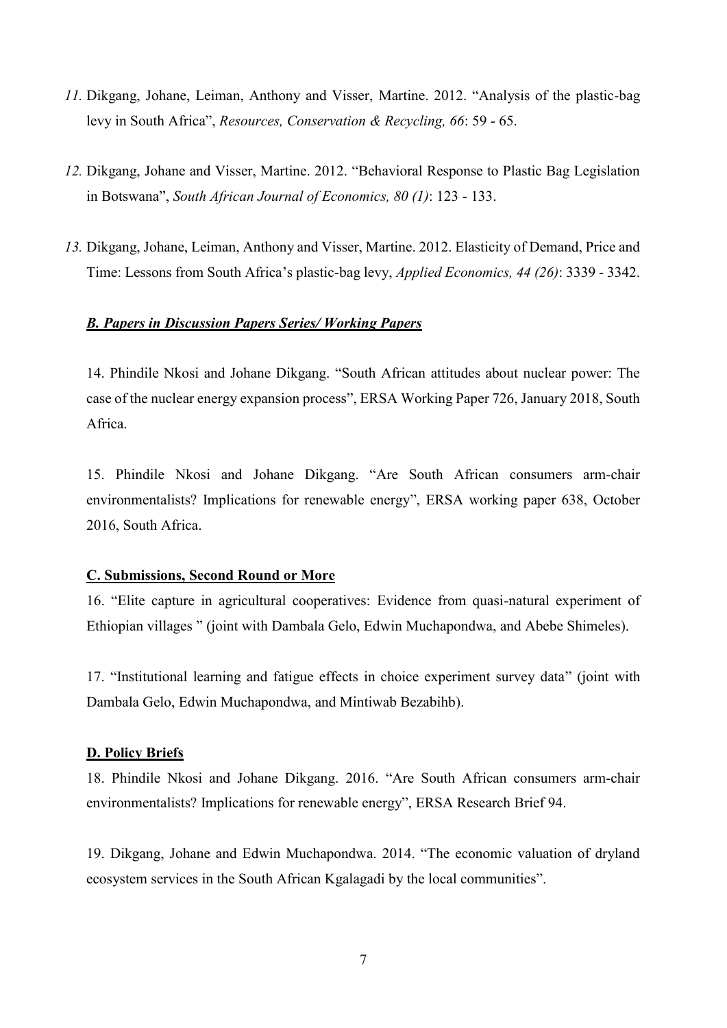*11.* Dikgang, Johane, Leiman, Anthony and Visser, Martine. 2012. "Analysis of the plastic-bag levy in South Africa", *Resources, Conservation & Recycling, 66*: 59 - 65.

*12.* Dikgang, Johane and Visser, Martine. 2012. "Behavioral Response to Plastic Bag Legislation in Botswana", *South African Journal of Economics, 80 (1)*: 123 - 133.

*13.* Dikgang, Johane, Leiman, Anthony and Visser, Martine. 2012. Elasticity of Demand, Price and Time: Lessons from South Africa's plastic-bag levy, *Applied Economics, 44 (26)*: 3339 - 3342.

***B. Papers in Discussion Papers Series/ Working Papers***

14. Phindile Nkosi and Johane Dikgang. "South African attitudes about nuclear power: The case of the nuclear energy expansion process", ERSA Working Paper 726, January 2018, South Africa.

15. Phindile Nkosi and Johane Dikgang. "Are South African consumers arm-chair environmentalists? Implications for renewable energy", ERSA working paper 638, October 2016, South Africa.

**C. Submissions, Second Round or More**

16. "Elite capture in agricultural cooperatives: Evidence from quasi-natural experiment of Ethiopian villages " (joint with Dambala Gelo, Edwin Muchapondwa, and Abebe Shimeles).

17. "Institutional learning and fatigue effects in choice experiment survey data" (joint with Dambala Gelo, Edwin Muchapondwa, and Mintiwab Bezabihb).

**D. Policy Briefs**

18. Phindile Nkosi and Johane Dikgang. 2016. "Are South African consumers arm-chair environmentalists? Implications for renewable energy", ERSA Research Brief 94.

19. Dikgang, Johane and Edwin Muchapondwa. 2014. "The economic valuation of dryland ecosystem services in the South African Kgalagadi by the local communities".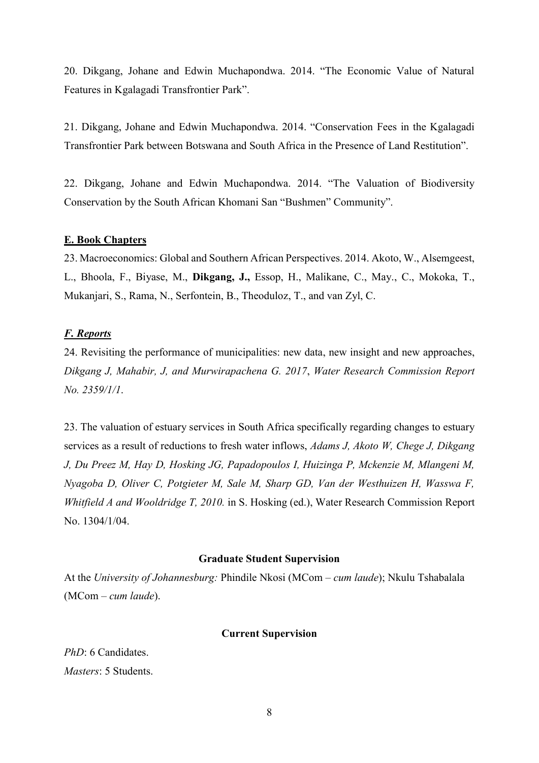20. Dikgang, Johane and Edwin Muchapondwa. 2014. "The Economic Value of Natural Features in Kgalagadi Transfrontier Park".

21. Dikgang, Johane and Edwin Muchapondwa. 2014. "Conservation Fees in the Kgalagadi Transfrontier Park between Botswana and South Africa in the Presence of Land Restitution".

22. Dikgang, Johane and Edwin Muchapondwa. 2014. "The Valuation of Biodiversity Conservation by the South African Khomani San "Bushmen" Community".

**E. Book Chapters**

23. Macroeconomics: Global and Southern African Perspectives. 2014. Akoto, W., Alsemgeest, L., Bhoola, F., Biyase, M., **Dikgang, J.,** Essop, H., Malikane, C., May., C., Mokoka, T., Mukanjari, S., Rama, N., Serfontein, B., Theoduloz, T., and van Zyl, C.

***F. Reports***

24. Revisiting the performance of municipalities: new data, new insight and new approaches, *Dikgang J, Mahabir, J, and Murwirapachena G. 2017*, *Water Research Commission Report No. 2359/1/1*.

23. The valuation of estuary services in South Africa specifically regarding changes to estuary services as a result of reductions to fresh water inflows, *Adams J, Akoto W, Chege J, Dikgang J, Du Preez M, Hay D, Hosking JG, Papadopoulos I, Huizinga P, Mckenzie M, Mlangeni M, Nyagoba D, Oliver C, Potgieter M, Sale M, Sharp GD, Van der Westhuizen H, Wasswa F, Whitfield A and Wooldridge T, 2010.* in S. Hosking (ed.), Water Research Commission Report No. 1304/1/04.

**Graduate Student Supervision**

At the *University of Johannesburg:* Phindile Nkosi (MCom – *cum laude*); Nkulu Tshabalala (MCom – *cum laude*).

**Current Supervision**

*PhD*: 6 Candidates.
*Masters*: 5 Students.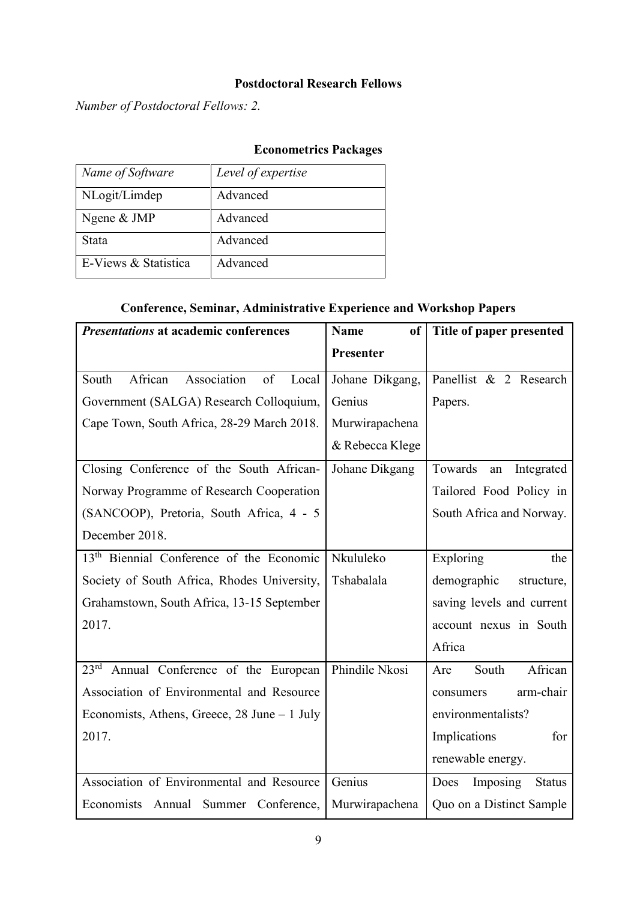**Postdoctoral Research Fellows**

*Number of Postdoctoral Fellows: 2.*

**Econometrics Packages**

| *Name of Software* | *Level of expertise* |
|---|---|
| NLogit/Limdep | Advanced |
| Ngene & JMP | Advanced |
| Stata | Advanced |
| E-Views & Statistica | Advanced |

**Conference, Seminar, Administrative Experience and Workshop Papers**

| ***Presentations* at academic conferences** | **Name of Presenter** | **Title of paper presented** |
|---|---|---|
| South African Association of Local Government (SALGA) Research Colloquium, Cape Town, South Africa, 28-29 March 2018. | Johane Dikgang, Genius Murwirapachena & Rebecca Klege | Panellist & 2 Research Papers. |
| Closing Conference of the South African-Norway Programme of Research Cooperation (SANCOOP), Pretoria, South Africa, 4 - 5 December 2018. | Johane Dikgang | Towards an Integrated Tailored Food Policy in South Africa and Norway. |
| 13th Biennial Conference of the Economic Society of South Africa, Rhodes University, Grahamstown, South Africa, 13-15 September 2017. | Nkululeko Tshabalala | Exploring the demographic structure, saving levels and current account nexus in South Africa |
| 23rd Annual Conference of the European Association of Environmental and Resource Economists, Athens, Greece, 28 June – 1 July 2017. | Phindile Nkosi | Are South African consumers arm-chair environmentalists? Implications for renewable energy. |
| Association of Environmental and Resource Economists Annual Summer Conference, | Genius Murwirapachena | Does Imposing Status Quo on a Distinct Sample |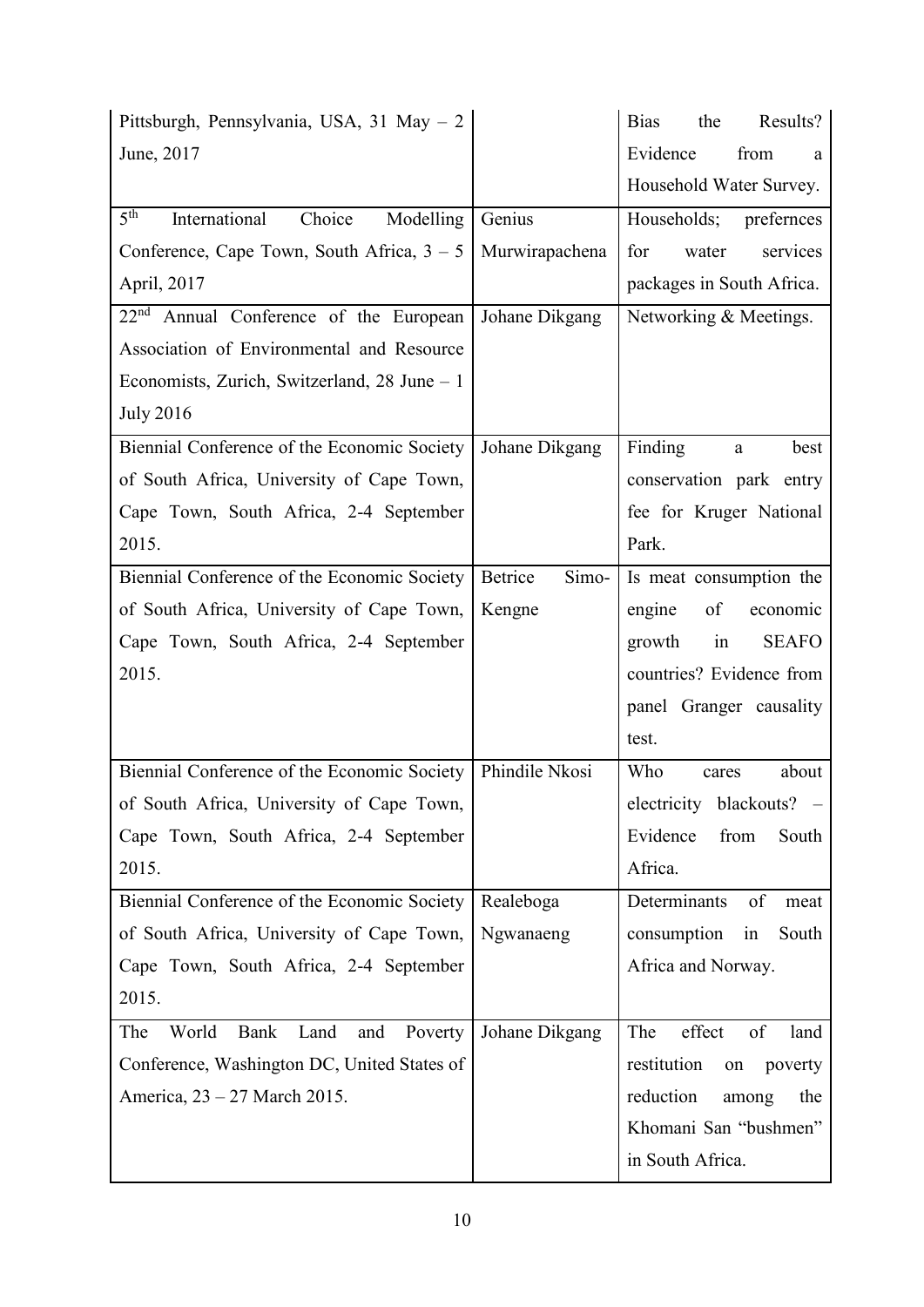| | | |
|---|---|---|
| Pittsburgh, Pennsylvania, USA, 31 May – 2 June, 2017 | | Bias the Results? Evidence from a Household Water Survey. |
| 5th International Choice Modelling Conference, Cape Town, South Africa, 3 – 5 April, 2017 | Genius Murwirapachena | Households; prefernces for water services packages in South Africa. |
| 22nd Annual Conference of the European Association of Environmental and Resource Economists, Zurich, Switzerland, 28 June – 1 July 2016 | Johane Dikgang | Networking & Meetings. |
| Biennial Conference of the Economic Society of South Africa, University of Cape Town, Cape Town, South Africa, 2-4 September 2015. | Johane Dikgang | Finding a best conservation park entry fee for Kruger National Park. |
| Biennial Conference of the Economic Society of South Africa, University of Cape Town, Cape Town, South Africa, 2-4 September 2015. | Betrice Simo-Kengne | Is meat consumption the engine of economic growth in SEAFO countries? Evidence from panel Granger causality test. |
| Biennial Conference of the Economic Society of South Africa, University of Cape Town, Cape Town, South Africa, 2-4 September 2015. | Phindile Nkosi | Who cares about electricity blackouts? – Evidence from South Africa. |
| Biennial Conference of the Economic Society of South Africa, University of Cape Town, Cape Town, South Africa, 2-4 September 2015. | Realeboga Ngwanaeng | Determinants of meat consumption in South Africa and Norway. |
| The World Bank Land and Poverty Conference, Washington DC, United States of America, 23 – 27 March 2015. | Johane Dikgang | The effect of land restitution on poverty reduction among the Khomani San "bushmen" in South Africa. |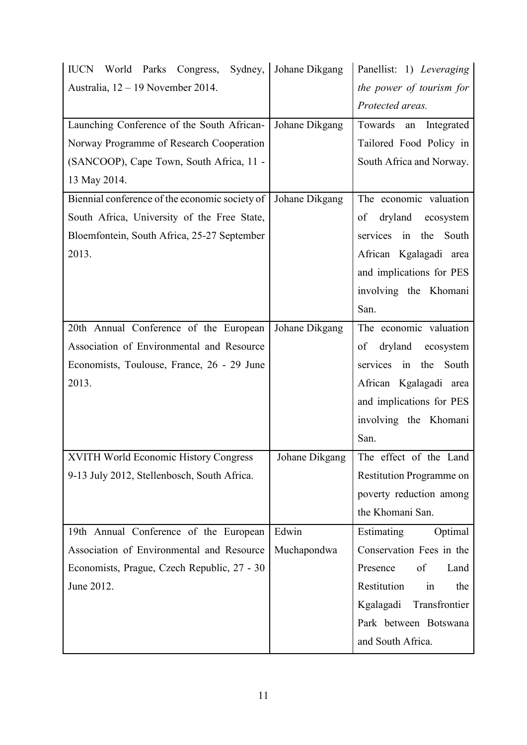| | | |
|---|---|---|
| IUCN World Parks Congress, Sydney, Australia, 12 – 19 November 2014. | Johane Dikgang | Panellist: 1) *Leveraging the power of tourism for Protected areas.* |
| Launching Conference of the South African-Norway Programme of Research Cooperation (SANCOOP), Cape Town, South Africa, 11 - 13 May 2014. | Johane Dikgang | Towards an Integrated Tailored Food Policy in South Africa and Norway. |
| Biennial conference of the economic society of South Africa, University of the Free State, Bloemfontein, South Africa, 25-27 September 2013. | Johane Dikgang | The economic valuation of dryland ecosystem services in the South African Kgalagadi area and implications for PES involving the Khomani San. |
| 20th Annual Conference of the European Association of Environmental and Resource Economists, Toulouse, France, 26 - 29 June 2013. | Johane Dikgang | The economic valuation of dryland ecosystem services in the South African Kgalagadi area and implications for PES involving the Khomani San. |
| XVITH World Economic History Congress 9-13 July 2012, Stellenbosch, South Africa. | Johane Dikgang | The effect of the Land Restitution Programme on poverty reduction among the Khomani San. |
| 19th Annual Conference of the European Association of Environmental and Resource Economists, Prague, Czech Republic, 27 - 30 June 2012. | Edwin Muchapondwa | Estimating Optimal Conservation Fees in the Presence of Land Restitution in the Kgalagadi Transfrontier Park between Botswana and South Africa. |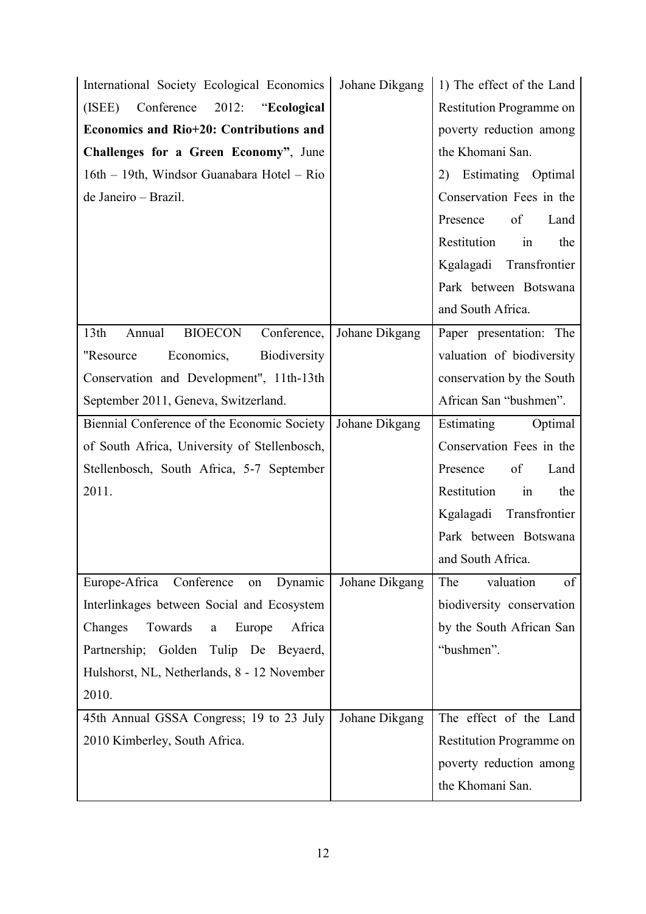| | | |
|---|---|---|
| International Society Ecological Economics (ISEE) Conference 2012: "**Ecological Economics and Rio+20: Contributions and Challenges for a Green Economy**", June 16th – 19th, Windsor Guanabara Hotel – Rio de Janeiro – Brazil. | Johane Dikgang | 1) The effect of the Land Restitution Programme on poverty reduction among the Khomani San. 2) Estimating Optimal Conservation Fees in the Presence of Land Restitution in the Kgalagadi Transfrontier Park between Botswana and South Africa. |
| 13th Annual BIOECON Conference, "Resource Economics, Biodiversity Conservation and Development", 11th-13th September 2011, Geneva, Switzerland. | Johane Dikgang | Paper presentation: The valuation of biodiversity conservation by the South African San "bushmen". |
| Biennial Conference of the Economic Society of South Africa, University of Stellenbosch, Stellenbosch, South Africa, 5-7 September 2011. | Johane Dikgang | Estimating Optimal Conservation Fees in the Presence of Land Restitution in the Kgalagadi Transfrontier Park between Botswana and South Africa. |
| Europe-Africa Conference on Dynamic Interlinkages between Social and Ecosystem Changes Towards a Europe Africa Partnership; Golden Tulip De Beyaerd, Hulshorst, NL, Netherlands, 8 - 12 November 2010. | Johane Dikgang | The valuation of biodiversity conservation by the South African San "bushmen". |
| 45th Annual GSSA Congress; 19 to 23 July 2010 Kimberley, South Africa. | Johane Dikgang | The effect of the Land Restitution Programme on poverty reduction among the Khomani San. |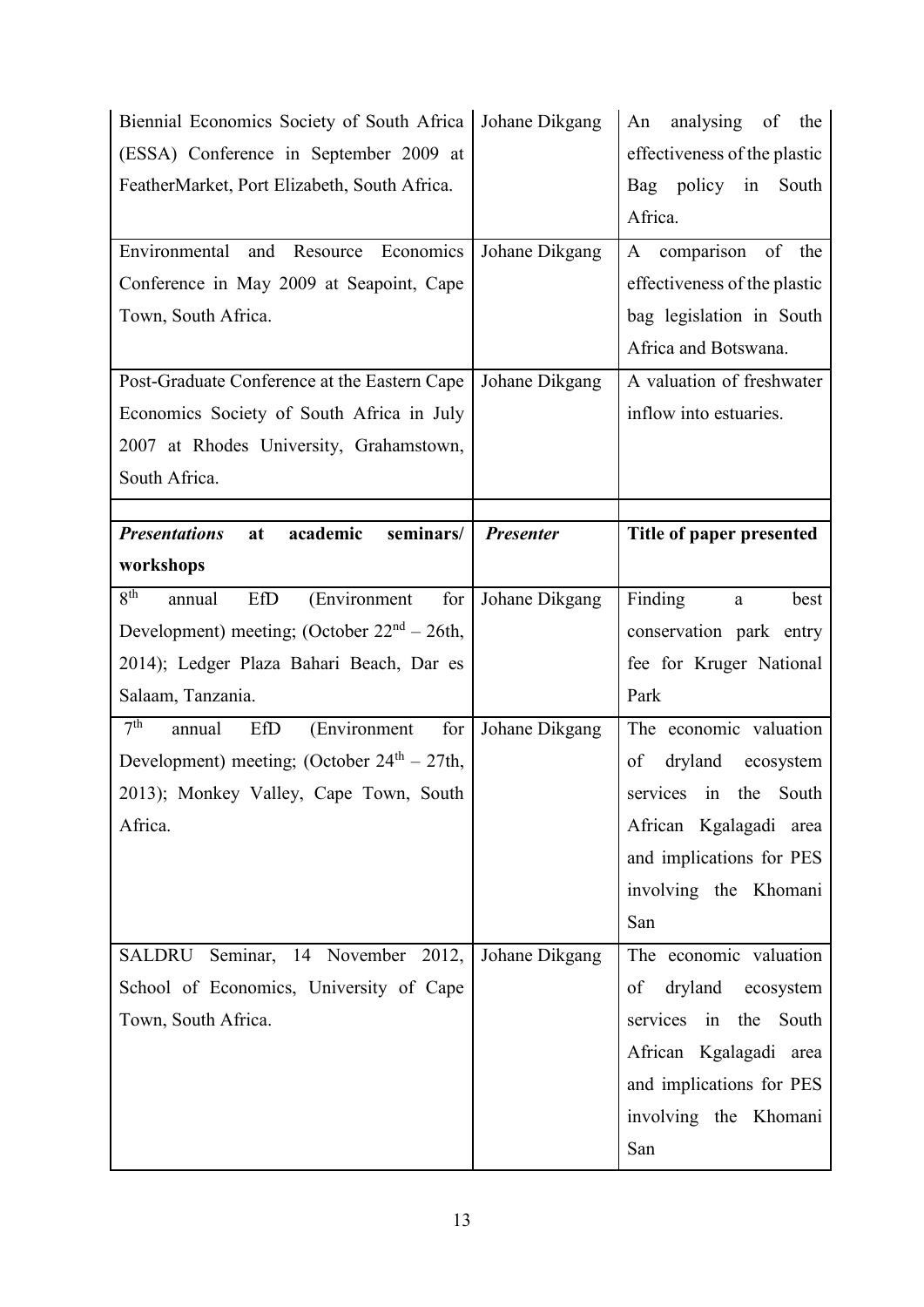| | | |
|---|---|---|
| Biennial Economics Society of South Africa (ESSA) Conference in September 2009 at FeatherMarket, Port Elizabeth, South Africa. | Johane Dikgang | An analysing of the effectiveness of the plastic Bag policy in South Africa. |
| Environmental and Resource Economics Conference in May 2009 at Seapoint, Cape Town, South Africa. | Johane Dikgang | A comparison of the effectiveness of the plastic bag legislation in South Africa and Botswana. |
| Post-Graduate Conference at the Eastern Cape Economics Society of South Africa in July 2007 at Rhodes University, Grahamstown, South Africa. | Johane Dikgang | A valuation of freshwater inflow into estuaries. |
| | | |
| ***Presentations at academic seminars/ workshops*** | ***Presenter*** | **Title of paper presented** |
| 8th annual EfD (Environment for Development) meeting; (October 22nd – 26th, 2014); Ledger Plaza Bahari Beach, Dar es Salaam, Tanzania. | Johane Dikgang | Finding a best conservation park entry fee for Kruger National Park |
| 7th annual EfD (Environment for Development) meeting; (October 24th – 27th, 2013); Monkey Valley, Cape Town, South Africa. | Johane Dikgang | The economic valuation of dryland ecosystem services in the South African Kgalagadi area and implications for PES involving the Khomani San |
| SALDRU Seminar, 14 November 2012, School of Economics, University of Cape Town, South Africa. | Johane Dikgang | The economic valuation of dryland ecosystem services in the South African Kgalagadi area and implications for PES involving the Khomani San |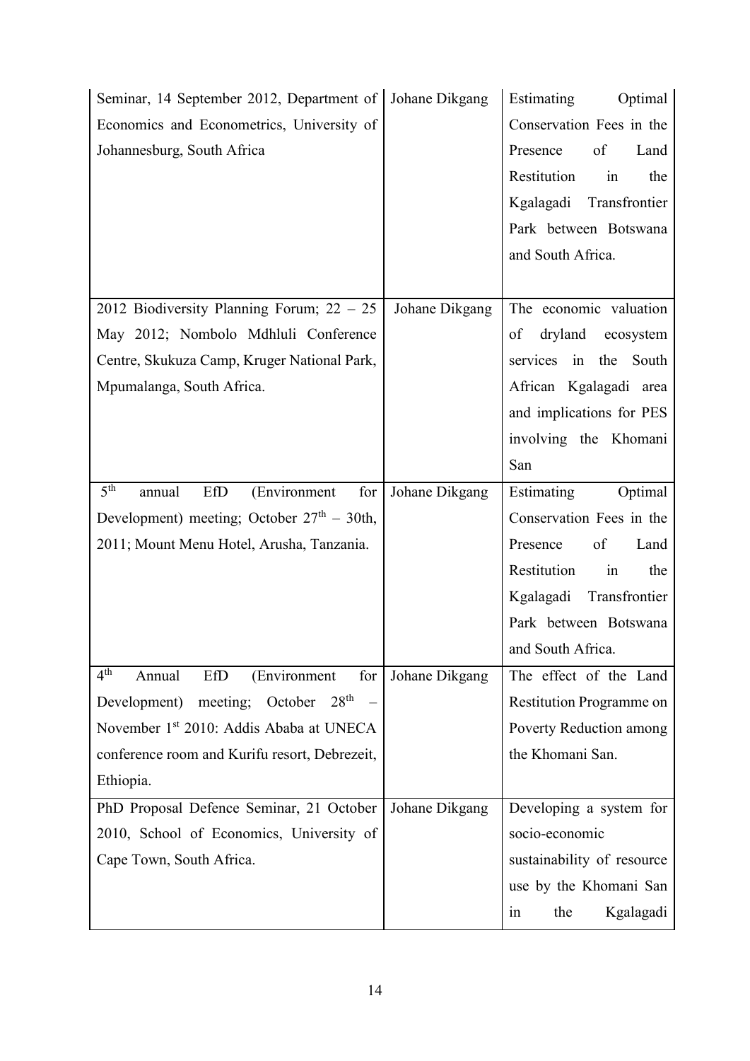| | | |
|---|---|---|
| Seminar, 14 September 2012, Department of Economics and Econometrics, University of Johannesburg, South Africa | Johane Dikgang | Estimating Optimal Conservation Fees in the Presence of Land Restitution in the Kgalagadi Transfrontier Park between Botswana and South Africa. |
| 2012 Biodiversity Planning Forum; 22 – 25 May 2012; Nombolo Mdhluli Conference Centre, Skukuza Camp, Kruger National Park, Mpumalanga, South Africa. | Johane Dikgang | The economic valuation of dryland ecosystem services in the South African Kgalagadi area and implications for PES involving the Khomani San |
| 5th annual EfD (Environment for Development) meeting; October 27th – 30th, 2011; Mount Menu Hotel, Arusha, Tanzania. | Johane Dikgang | Estimating Optimal Conservation Fees in the Presence of Land Restitution in the Kgalagadi Transfrontier Park between Botswana and South Africa. |
| 4th Annual EfD (Environment for Development) meeting; October 28th – November 1st 2010: Addis Ababa at UNECA conference room and Kurifu resort, Debrezeit, Ethiopia. | Johane Dikgang | The effect of the Land Restitution Programme on Poverty Reduction among the Khomani San. |
| PhD Proposal Defence Seminar, 21 October 2010, School of Economics, University of Cape Town, South Africa. | Johane Dikgang | Developing a system for socio-economic sustainability of resource use by the Khomani San in the Kgalagadi |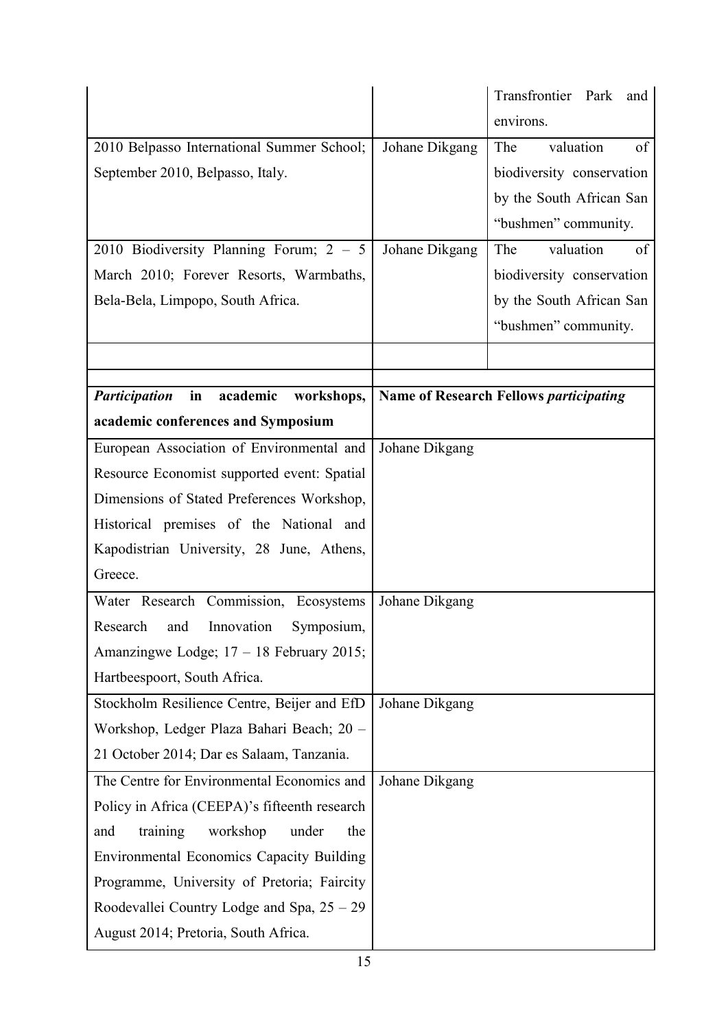| | | |
|---|---|---|
| | | Transfrontier Park and environs. |
| 2010 Belpasso International Summer School; September 2010, Belpasso, Italy. | Johane Dikgang | The valuation of biodiversity conservation by the South African San "bushmen" community. |
| 2010 Biodiversity Planning Forum; 2 – 5 March 2010; Forever Resorts, Warmbaths, Bela-Bela, Limpopo, South Africa. | Johane Dikgang | The valuation of biodiversity conservation by the South African San "bushmen" community. |
| | | |

| ***Participation* in academic workshops, academic conferences and Symposium** | **Name of Research Fellows *participating*** |
|---|---|
| European Association of Environmental and Resource Economist supported event: Spatial Dimensions of Stated Preferences Workshop, Historical premises of the National and Kapodistrian University, 28 June, Athens, Greece. | Johane Dikgang |
| Water Research Commission, Ecosystems Research and Innovation Symposium, Amanzingwe Lodge; 17 – 18 February 2015; Hartbeespoort, South Africa. | Johane Dikgang |
| Stockholm Resilience Centre, Beijer and EfD Workshop, Ledger Plaza Bahari Beach; 20 – 21 October 2014; Dar es Salaam, Tanzania. | Johane Dikgang |
| The Centre for Environmental Economics and Policy in Africa (CEEPA)'s fifteenth research and training workshop under the Environmental Economics Capacity Building Programme, University of Pretoria; Faircity Roodevallei Country Lodge and Spa, 25 – 29 August 2014; Pretoria, South Africa. | Johane Dikgang |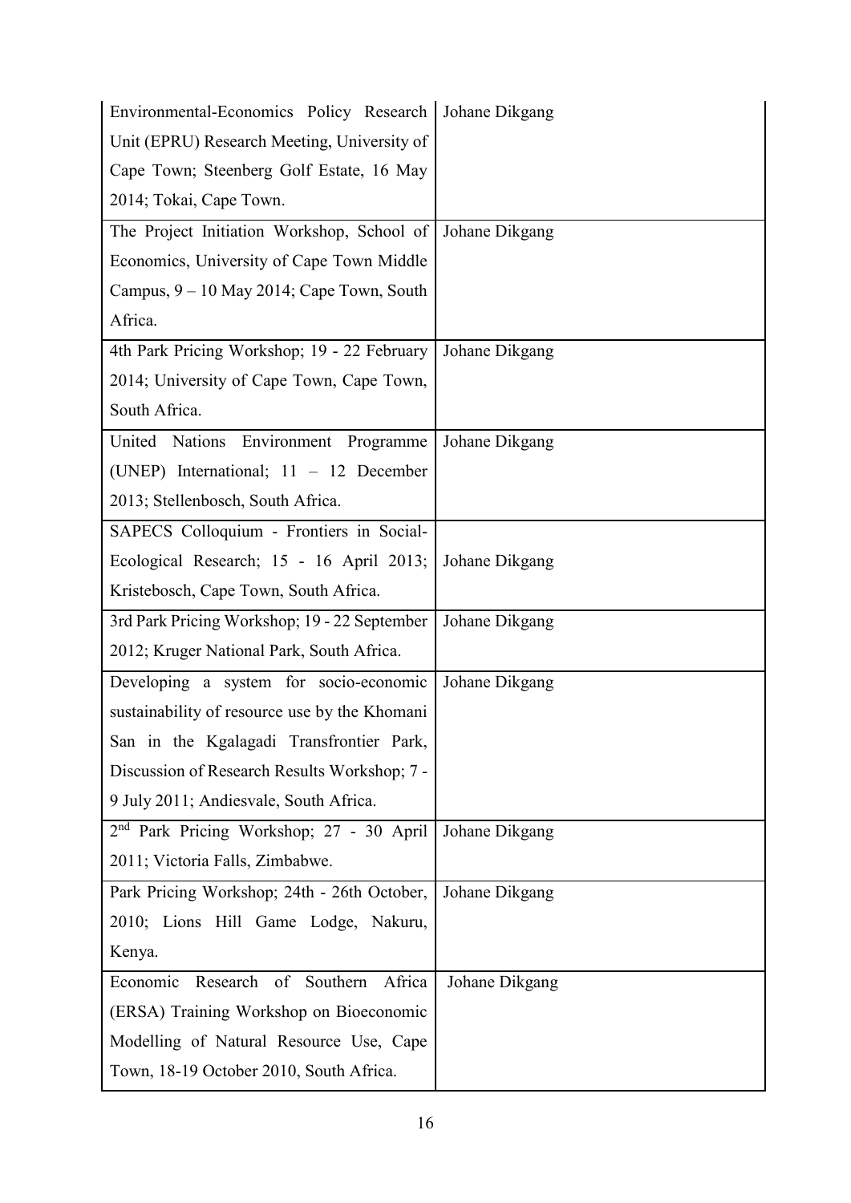| | |
|---|---|
| Environmental-Economics Policy Research Unit (EPRU) Research Meeting, University of Cape Town; Steenberg Golf Estate, 16 May 2014; Tokai, Cape Town. | Johane Dikgang |
| The Project Initiation Workshop, School of Economics, University of Cape Town Middle Campus, 9 – 10 May 2014; Cape Town, South Africa. | Johane Dikgang |
| 4th Park Pricing Workshop; 19 - 22 February 2014; University of Cape Town, Cape Town, South Africa. | Johane Dikgang |
| United Nations Environment Programme (UNEP) International; 11 – 12 December 2013; Stellenbosch, South Africa. | Johane Dikgang |
| SAPECS Colloquium - Frontiers in Social-Ecological Research; 15 - 16 April 2013; Kristebosch, Cape Town, South Africa. | Johane Dikgang |
| 3rd Park Pricing Workshop; 19 - 22 September 2012; Kruger National Park, South Africa. | Johane Dikgang |
| Developing a system for socio-economic sustainability of resource use by the Khomani San in the Kgalagadi Transfrontier Park, Discussion of Research Results Workshop; 7 - 9 July 2011; Andiesvale, South Africa. | Johane Dikgang |
| 2nd Park Pricing Workshop; 27 - 30 April 2011; Victoria Falls, Zimbabwe. | Johane Dikgang |
| Park Pricing Workshop; 24th - 26th October, 2010; Lions Hill Game Lodge, Nakuru, Kenya. | Johane Dikgang |
| Economic Research of Southern Africa (ERSA) Training Workshop on Bioeconomic Modelling of Natural Resource Use, Cape Town, 18-19 October 2010, South Africa. | Johane Dikgang |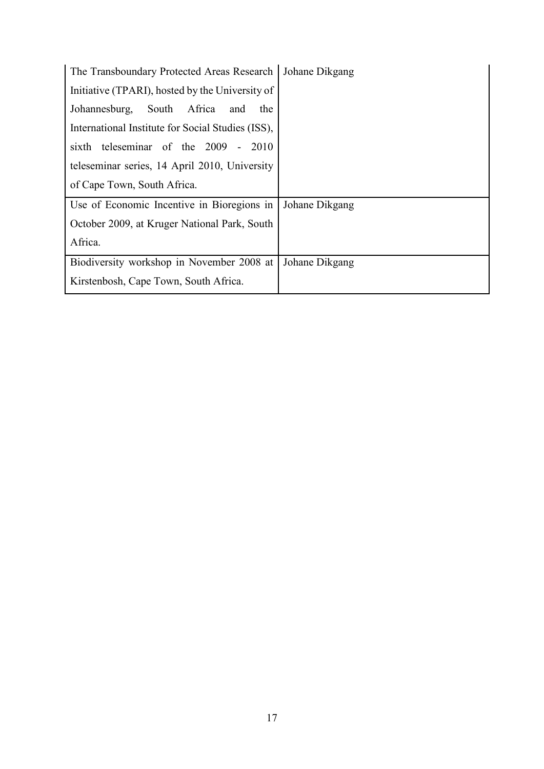| | |
|---|---|
| The Transboundary Protected Areas Research Initiative (TPARI), hosted by the University of Johannesburg, South Africa and the International Institute for Social Studies (ISS), sixth teleseminar of the 2009 - 2010 teleseminar series, 14 April 2010, University of Cape Town, South Africa. | Johane Dikgang |
| Use of Economic Incentive in Bioregions in October 2009, at Kruger National Park, South Africa. | Johane Dikgang |
| Biodiversity workshop in November 2008 at Kirstenbosh, Cape Town, South Africa. | Johane Dikgang |